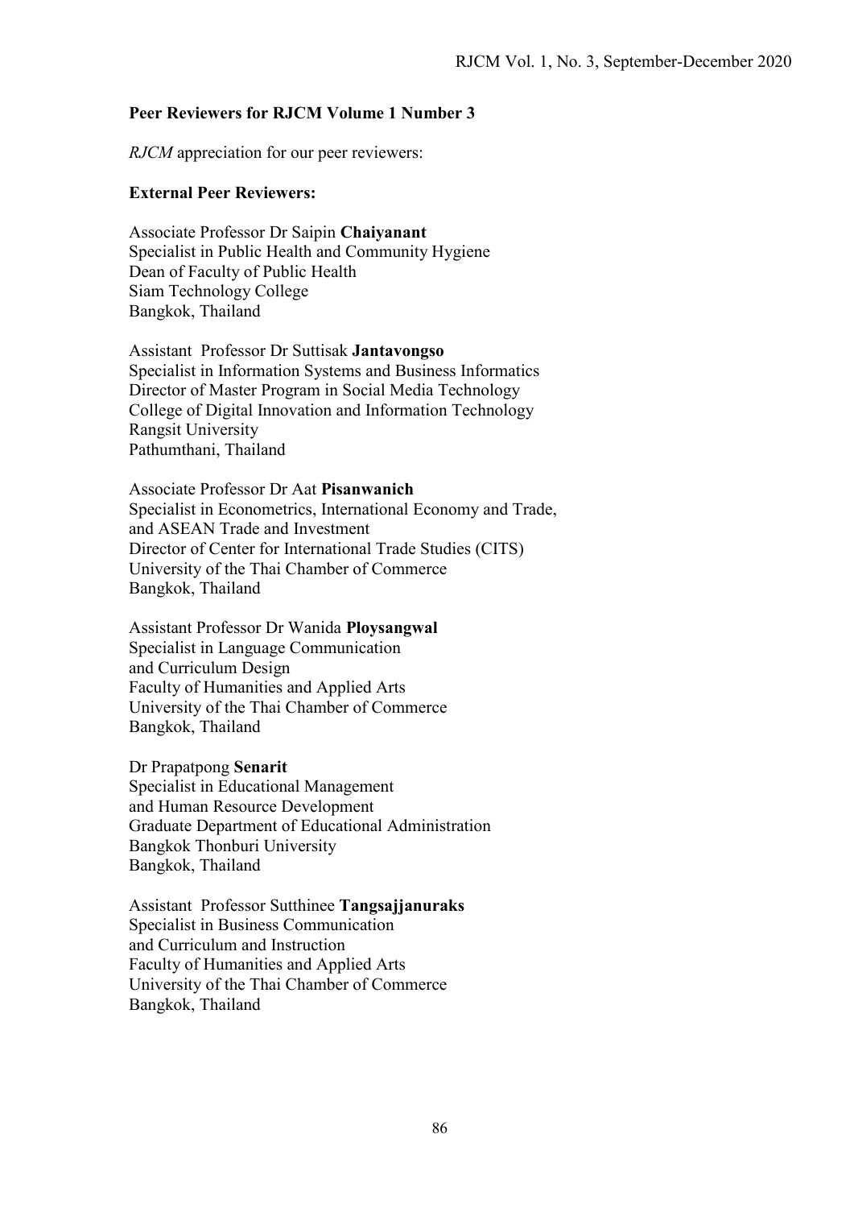## Peer Reviewers for RJCM Volume 1 Number 3

*RJCM* appreciation for our peer reviewers:

### External Peer Reviewers:

Associate Professor Dr Saipin **Chaiyanant**
Specialist in Public Health and Community Hygiene
Dean of Faculty of Public Health
Siam Technology College
Bangkok, Thailand

Assistant Professor Dr Suttisak **Jantavongso**
Specialist in Information Systems and Business Informatics
Director of Master Program in Social Media Technology
College of Digital Innovation and Information Technology
Rangsit University
Pathumthani, Thailand

Associate Professor Dr Aat **Pisanwanich**
Specialist in Econometrics, International Economy and Trade,
and ASEAN Trade and Investment
Director of Center for International Trade Studies (CITS)
University of the Thai Chamber of Commerce
Bangkok, Thailand

Assistant Professor Dr Wanida **Ploysangwal**
Specialist in Language Communication
and Curriculum Design
Faculty of Humanities and Applied Arts
University of the Thai Chamber of Commerce
Bangkok, Thailand

Dr Prapatpong **Senarit**
Specialist in Educational Management
and Human Resource Development
Graduate Department of Educational Administration
Bangkok Thonburi University
Bangkok, Thailand

Assistant Professor Sutthinee **Tangsajjanuraks**
Specialist in Business Communication
and Curriculum and Instruction
Faculty of Humanities and Applied Arts
University of the Thai Chamber of Commerce
Bangkok, Thailand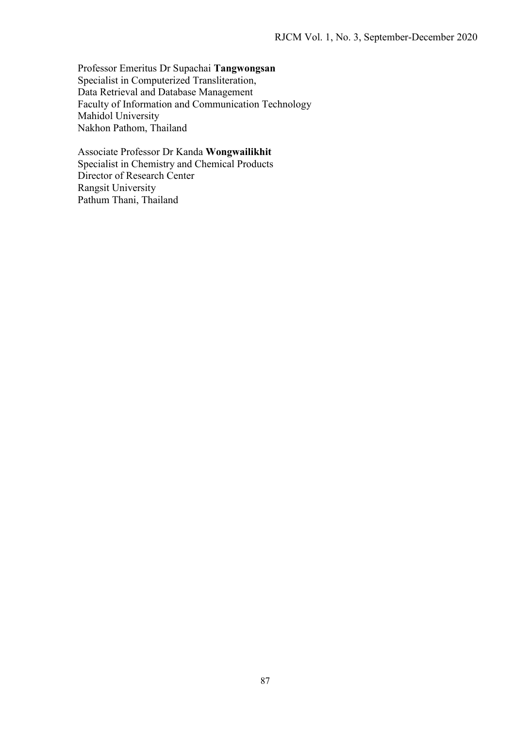Professor Emeritus Dr Supachai **Tangwongsan**
Specialist in Computerized Transliteration,
Data Retrieval and Database Management
Faculty of Information and Communication Technology
Mahidol University
Nakhon Pathom, Thailand

Associate Professor Dr Kanda **Wongwailikhit**
Specialist in Chemistry and Chemical Products
Director of Research Center
Rangsit University
Pathum Thani, Thailand